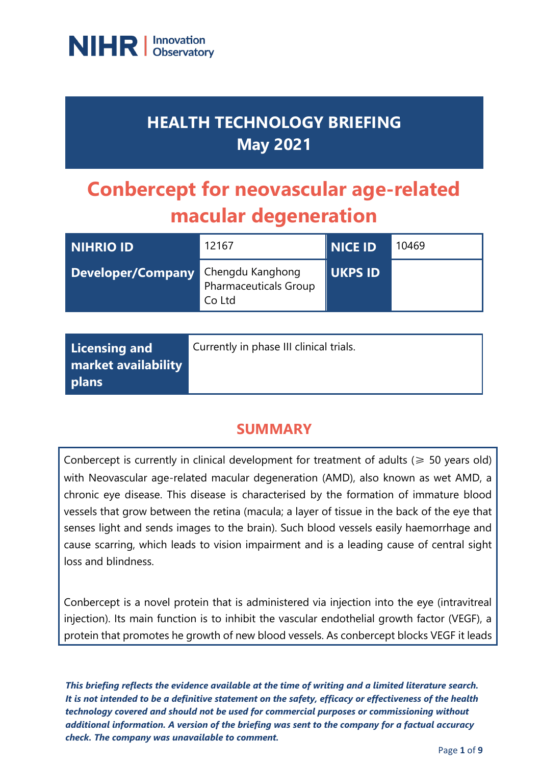NIHR | Innovation Observatory

# HEALTH TECHNOLOGY BRIEFING
# May 2021

# Conbercept for neovascular age-related macular degeneration

| NIHRIO ID | 12167 | NICE ID | 10469 |
|---|---|---|---|
| Developer/Company | Chengdu Kanghong Pharmaceuticals Group Co Ltd | UKPS ID | |

| Licensing and market availability plans | Currently in phase III clinical trials. |
|---|---|

## SUMMARY

Conbercept is currently in clinical development for treatment of adults (⩾ 50 years old) with Neovascular age-related macular degeneration (AMD), also known as wet AMD, a chronic eye disease. This disease is characterised by the formation of immature blood vessels that grow between the retina (macula; a layer of tissue in the back of the eye that senses light and sends images to the brain). Such blood vessels easily haemorrhage and cause scarring, which leads to vision impairment and is a leading cause of central sight loss and blindness.

Conbercept is a novel protein that is administered via injection into the eye (intravitreal injection). Its main function is to inhibit the vascular endothelial growth factor (VEGF), a protein that promotes he growth of new blood vessels. As conbercept blocks VEGF it leads

***This briefing reflects the evidence available at the time of writing and a limited literature search. It is not intended to be a definitive statement on the safety, efficacy or effectiveness of the health technology covered and should not be used for commercial purposes or commissioning without additional information. A version of the briefing was sent to the company for a factual accuracy check. The company was unavailable to comment.***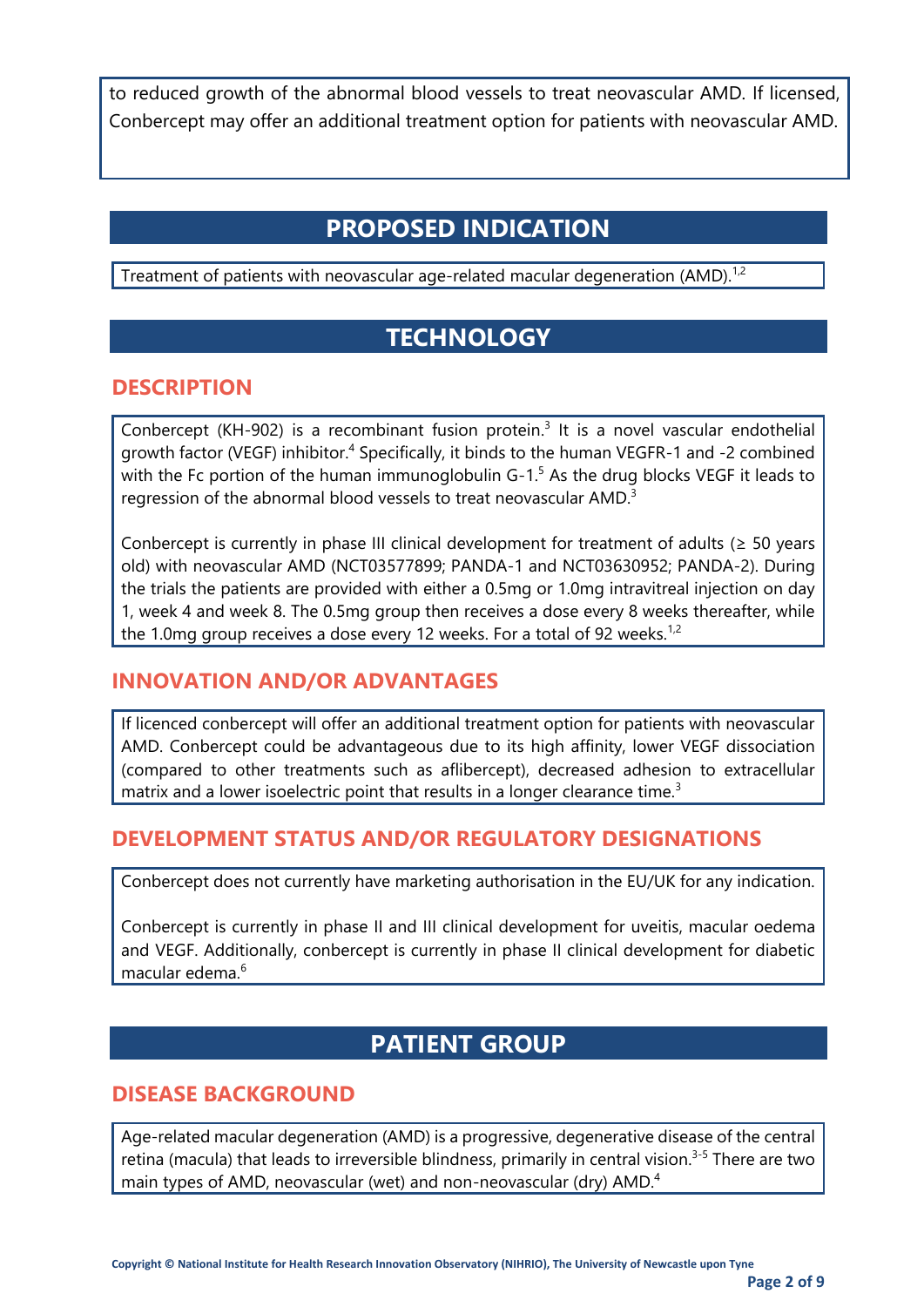to reduced growth of the abnormal blood vessels to treat neovascular AMD. If licensed, Conbercept may offer an additional treatment option for patients with neovascular AMD.

## PROPOSED INDICATION

Treatment of patients with neovascular age-related macular degeneration (AMD).[1,2]

## TECHNOLOGY

### DESCRIPTION

Conbercept (KH-902) is a recombinant fusion protein.[3] It is a novel vascular endothelial growth factor (VEGF) inhibitor.[4] Specifically, it binds to the human VEGFR-1 and -2 combined with the Fc portion of the human immunoglobulin G-1.[5] As the drug blocks VEGF it leads to regression of the abnormal blood vessels to treat neovascular AMD.[3]

Conbercept is currently in phase III clinical development for treatment of adults (≥ 50 years old) with neovascular AMD (NCT03577899; PANDA-1 and NCT03630952; PANDA-2). During the trials the patients are provided with either a 0.5mg or 1.0mg intravitreal injection on day 1, week 4 and week 8. The 0.5mg group then receives a dose every 8 weeks thereafter, while the 1.0mg group receives a dose every 12 weeks. For a total of 92 weeks.[1,2]

### INNOVATION AND/OR ADVANTAGES

If licenced conbercept will offer an additional treatment option for patients with neovascular AMD. Conbercept could be advantageous due to its high affinity, lower VEGF dissociation (compared to other treatments such as aflibercept), decreased adhesion to extracellular matrix and a lower isoelectric point that results in a longer clearance time.[3]

### DEVELOPMENT STATUS AND/OR REGULATORY DESIGNATIONS

Conbercept does not currently have marketing authorisation in the EU/UK for any indication.

Conbercept is currently in phase II and III clinical development for uveitis, macular oedema and VEGF. Additionally, conbercept is currently in phase II clinical development for diabetic macular edema.[6]

## PATIENT GROUP

### DISEASE BACKGROUND

Age-related macular degeneration (AMD) is a progressive, degenerative disease of the central retina (macula) that leads to irreversible blindness, primarily in central vision.[3-5] There are two main types of AMD, neovascular (wet) and non-neovascular (dry) AMD.[4]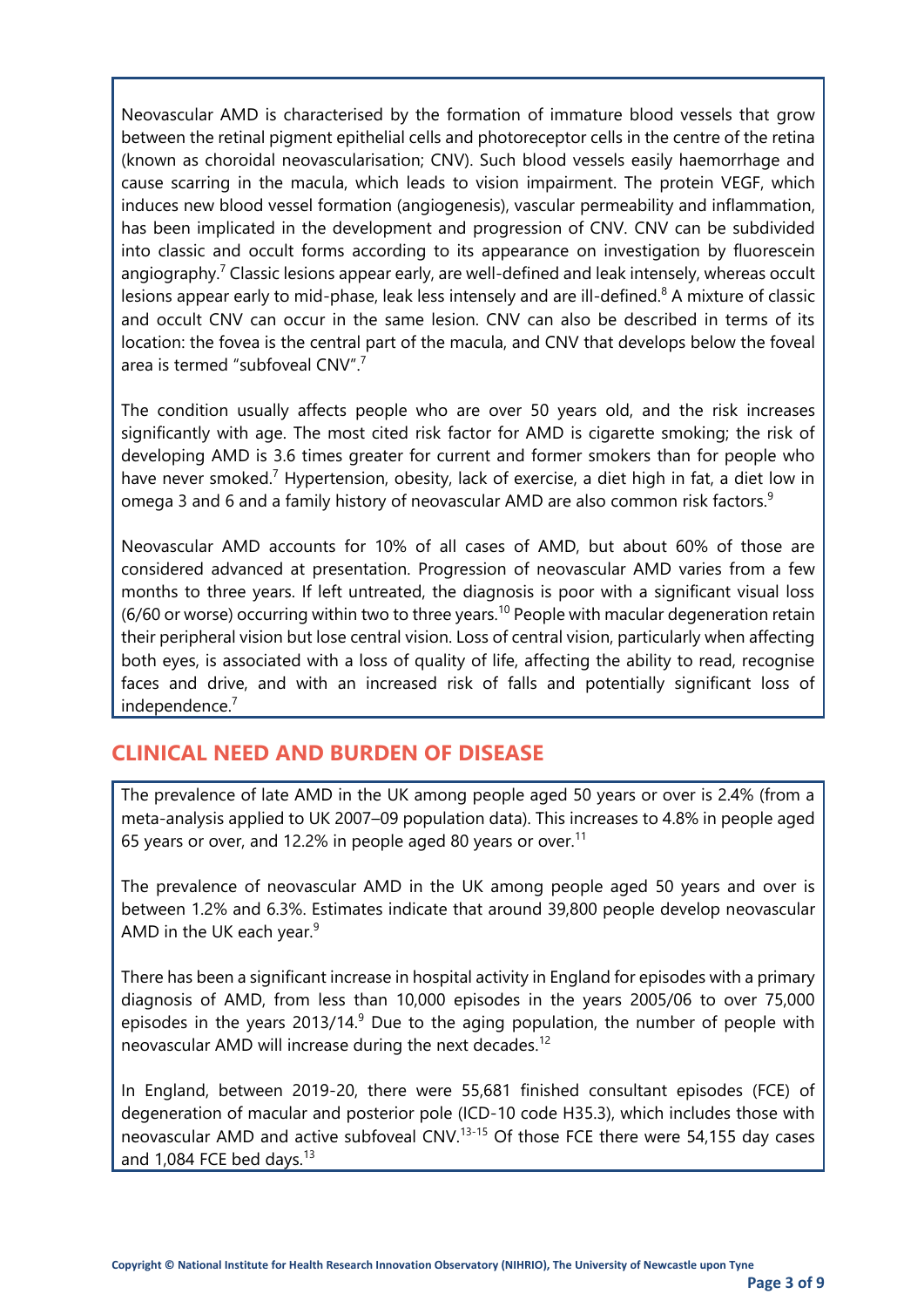Neovascular AMD is characterised by the formation of immature blood vessels that grow between the retinal pigment epithelial cells and photoreceptor cells in the centre of the retina (known as choroidal neovascularisation; CNV). Such blood vessels easily haemorrhage and cause scarring in the macula, which leads to vision impairment. The protein VEGF, which induces new blood vessel formation (angiogenesis), vascular permeability and inflammation, has been implicated in the development and progression of CNV. CNV can be subdivided into classic and occult forms according to its appearance on investigation by fluorescein angiography.[7] Classic lesions appear early, are well-defined and leak intensely, whereas occult lesions appear early to mid-phase, leak less intensely and are ill-defined.[8] A mixture of classic and occult CNV can occur in the same lesion. CNV can also be described in terms of its location: the fovea is the central part of the macula, and CNV that develops below the foveal area is termed "subfoveal CNV".[7]

The condition usually affects people who are over 50 years old, and the risk increases significantly with age. The most cited risk factor for AMD is cigarette smoking; the risk of developing AMD is 3.6 times greater for current and former smokers than for people who have never smoked.[7] Hypertension, obesity, lack of exercise, a diet high in fat, a diet low in omega 3 and 6 and a family history of neovascular AMD are also common risk factors.[9]

Neovascular AMD accounts for 10% of all cases of AMD, but about 60% of those are considered advanced at presentation. Progression of neovascular AMD varies from a few months to three years. If left untreated, the diagnosis is poor with a significant visual loss (6/60 or worse) occurring within two to three years.[10] People with macular degeneration retain their peripheral vision but lose central vision. Loss of central vision, particularly when affecting both eyes, is associated with a loss of quality of life, affecting the ability to read, recognise faces and drive, and with an increased risk of falls and potentially significant loss of independence.[7]

## CLINICAL NEED AND BURDEN OF DISEASE

The prevalence of late AMD in the UK among people aged 50 years or over is 2.4% (from a meta-analysis applied to UK 2007–09 population data). This increases to 4.8% in people aged 65 years or over, and 12.2% in people aged 80 years or over.[11]

The prevalence of neovascular AMD in the UK among people aged 50 years and over is between 1.2% and 6.3%. Estimates indicate that around 39,800 people develop neovascular AMD in the UK each year.[9]

There has been a significant increase in hospital activity in England for episodes with a primary diagnosis of AMD, from less than 10,000 episodes in the years 2005/06 to over 75,000 episodes in the years 2013/14.[9] Due to the aging population, the number of people with neovascular AMD will increase during the next decades.[12]

In England, between 2019-20, there were 55,681 finished consultant episodes (FCE) of degeneration of macular and posterior pole (ICD-10 code H35.3), which includes those with neovascular AMD and active subfoveal CNV.[13-15] Of those FCE there were 54,155 day cases and 1,084 FCE bed days.[13]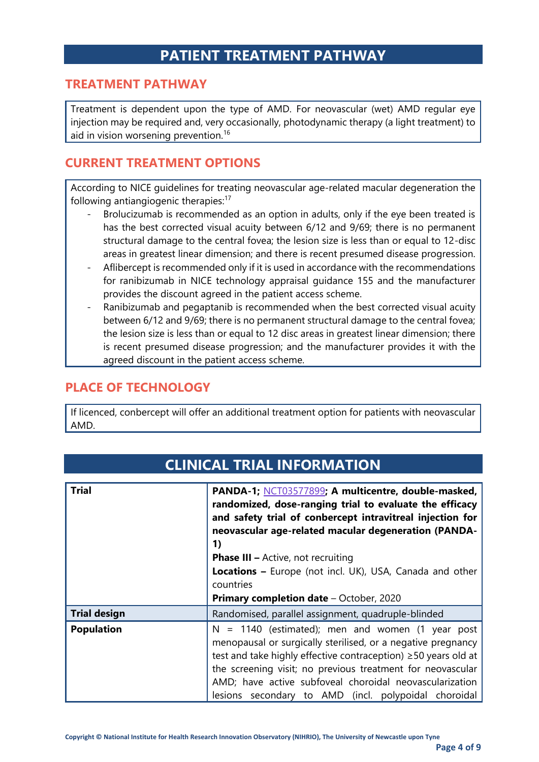# PATIENT TREATMENT PATHWAY

## TREATMENT PATHWAY

Treatment is dependent upon the type of AMD. For neovascular (wet) AMD regular eye injection may be required and, very occasionally, photodynamic therapy (a light treatment) to aid in vision worsening prevention.[16]

## CURRENT TREATMENT OPTIONS

According to NICE guidelines for treating neovascular age-related macular degeneration the following antiangiogenic therapies:[17]

- Brolucizumab is recommended as an option in adults, only if the eye been treated is has the best corrected visual acuity between 6/12 and 9/69; there is no permanent structural damage to the central fovea; the lesion size is less than or equal to 12-disc areas in greatest linear dimension; and there is recent presumed disease progression.
- Aflibercept is recommended only if it is used in accordance with the recommendations for ranibizumab in NICE technology appraisal guidance 155 and the manufacturer provides the discount agreed in the patient access scheme.
- Ranibizumab and pegaptanib is recommended when the best corrected visual acuity between 6/12 and 9/69; there is no permanent structural damage to the central fovea; the lesion size is less than or equal to 12 disc areas in greatest linear dimension; there is recent presumed disease progression; and the manufacturer provides it with the agreed discount in the patient access scheme.

## PLACE OF TECHNOLOGY

If licenced, conbercept will offer an additional treatment option for patients with neovascular AMD.

# CLINICAL TRIAL INFORMATION

| | |
|---|---|
| **Trial** | **PANDA-1;** NCT03577899**; A multicentre, double-masked, randomized, dose-ranging trial to evaluate the efficacy and safety trial of conbercept intravitreal injection for neovascular age-related macular degeneration (PANDA-1)**<br>**Phase III –** Active, not recruiting<br>**Locations –** Europe (not incl. UK), USA, Canada and other countries<br>**Primary completion date** – October, 2020 |
| **Trial design** | Randomised, parallel assignment, quadruple-blinded |
| **Population** | N = 1140 (estimated); men and women (1 year post menopausal or surgically sterilised, or a negative pregnancy test and take highly effective contraception) ≥50 years old at the screening visit; no previous treatment for neovascular AMD; have active subfoveal choroidal neovascularization lesions secondary to AMD (incl. polypoidal choroidal |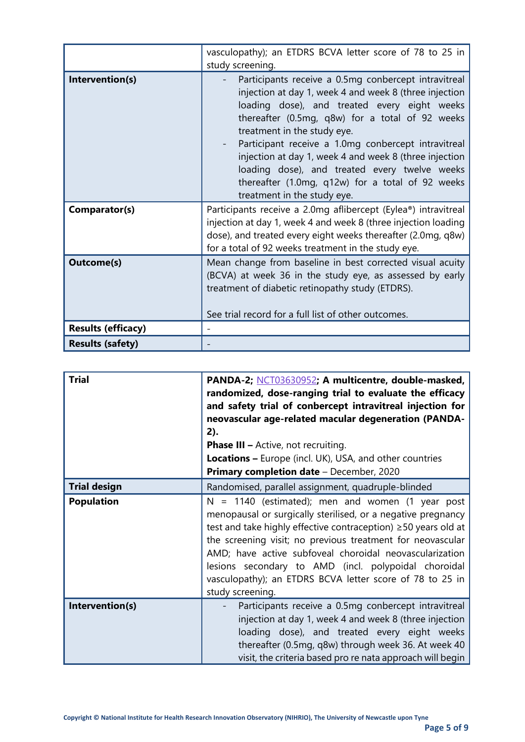| | |
|---|---|
| | vasculopathy); an ETDRS BCVA letter score of 78 to 25 in study screening. |
| **Intervention(s)** | - Participants receive a 0.5mg conbercept intravitreal injection at day 1, week 4 and week 8 (three injection loading dose), and treated every eight weeks thereafter (0.5mg, q8w) for a total of 92 weeks treatment in the study eye.<br>- Participant receive a 1.0mg conbercept intravitreal injection at day 1, week 4 and week 8 (three injection loading dose), and treated every twelve weeks thereafter (1.0mg, q12w) for a total of 92 weeks treatment in the study eye. |
| **Comparator(s)** | Participants receive a 2.0mg aflibercept (Eylea®) intravitreal injection at day 1, week 4 and week 8 (three injection loading dose), and treated every eight weeks thereafter (2.0mg, q8w) for a total of 92 weeks treatment in the study eye. |
| **Outcome(s)** | Mean change from baseline in best corrected visual acuity (BCVA) at week 36 in the study eye, as assessed by early treatment of diabetic retinopathy study (ETDRS).<br><br>See trial record for a full list of other outcomes. |
| **Results (efficacy)** | - |
| **Results (safety)** | - |

| | |
|---|---|
| **Trial** | **PANDA-2;** [NCT03630952](NCT03630952)**; A multicentre, double-masked, randomized, dose-ranging trial to evaluate the efficacy and safety trial of conbercept intravitreal injection for neovascular age-related macular degeneration (PANDA-2).**<br>**Phase III –** Active, not recruiting.<br>**Locations –** Europe (incl. UK), USA, and other countries<br>**Primary completion date** – December, 2020 |
| **Trial design** | Randomised, parallel assignment, quadruple-blinded |
| **Population** | N = 1140 (estimated); men and women (1 year post menopausal or surgically sterilised, or a negative pregnancy test and take highly effective contraception) ≥50 years old at the screening visit; no previous treatment for neovascular AMD; have active subfoveal choroidal neovascularization lesions secondary to AMD (incl. polypoidal choroidal vasculopathy); an ETDRS BCVA letter score of 78 to 25 in study screening. |
| **Intervention(s)** | - Participants receive a 0.5mg conbercept intravitreal injection at day 1, week 4 and week 8 (three injection loading dose), and treated every eight weeks thereafter (0.5mg, q8w) through week 36. At week 40 visit, the criteria based pro re nata approach will begin |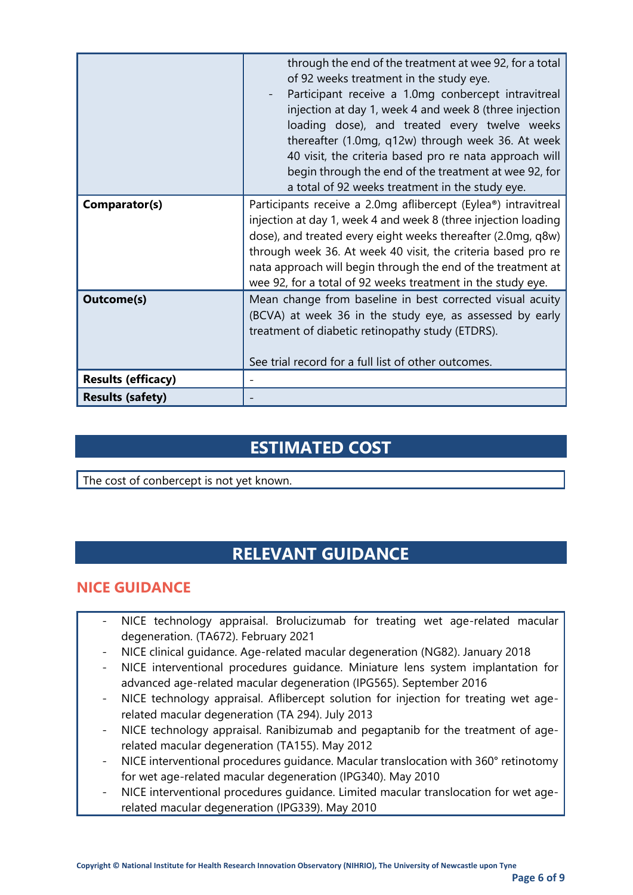| | |
|---|---|
| | through the end of the treatment at wee 92, for a total of 92 weeks treatment in the study eye.<br>- Participant receive a 1.0mg conbercept intravitreal injection at day 1, week 4 and week 8 (three injection loading dose), and treated every twelve weeks thereafter (1.0mg, q12w) through week 36. At week 40 visit, the criteria based pro re nata approach will begin through the end of the treatment at wee 92, for a total of 92 weeks treatment in the study eye. |
| **Comparator(s)** | Participants receive a 2.0mg aflibercept (Eylea®) intravitreal injection at day 1, week 4 and week 8 (three injection loading dose), and treated every eight weeks thereafter (2.0mg, q8w) through week 36. At week 40 visit, the criteria based pro re nata approach will begin through the end of the treatment at wee 92, for a total of 92 weeks treatment in the study eye. |
| **Outcome(s)** | Mean change from baseline in best corrected visual acuity (BCVA) at week 36 in the study eye, as assessed by early treatment of diabetic retinopathy study (ETDRS).<br><br>See trial record for a full list of other outcomes. |
| **Results (efficacy)** | - |
| **Results (safety)** | - |

# ESTIMATED COST

The cost of conbercept is not yet known.

# RELEVANT GUIDANCE

## NICE GUIDANCE

- NICE technology appraisal. Brolucizumab for treating wet age-related macular degeneration. (TA672). February 2021
- NICE clinical guidance. Age-related macular degeneration (NG82). January 2018
- NICE interventional procedures guidance. Miniature lens system implantation for advanced age-related macular degeneration (IPG565). September 2016
- NICE technology appraisal. Aflibercept solution for injection for treating wet age-related macular degeneration (TA 294). July 2013
- NICE technology appraisal. Ranibizumab and pegaptanib for the treatment of age-related macular degeneration (TA155). May 2012
- NICE interventional procedures guidance. Macular translocation with 360° retinotomy for wet age-related macular degeneration (IPG340). May 2010
- NICE interventional procedures guidance. Limited macular translocation for wet age-related macular degeneration (IPG339). May 2010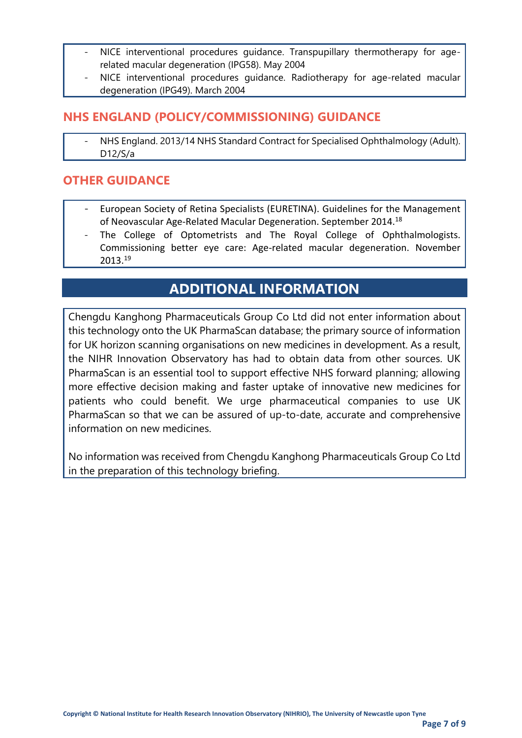- NICE interventional procedures guidance. Transpupillary thermotherapy for age-related macular degeneration (IPG58). May 2004
- NICE interventional procedures guidance. Radiotherapy for age-related macular degeneration (IPG49). March 2004

## NHS ENGLAND (POLICY/COMMISSIONING) GUIDANCE

- NHS England. 2013/14 NHS Standard Contract for Specialised Ophthalmology (Adult). D12/S/a

## OTHER GUIDANCE

- European Society of Retina Specialists (EURETINA). Guidelines for the Management of Neovascular Age-Related Macular Degeneration. September 2014.[18]
- The College of Optometrists and The Royal College of Ophthalmologists. Commissioning better eye care: Age-related macular degeneration. November 2013.[19]

# ADDITIONAL INFORMATION

Chengdu Kanghong Pharmaceuticals Group Co Ltd did not enter information about this technology onto the UK PharmaScan database; the primary source of information for UK horizon scanning organisations on new medicines in development. As a result, the NIHR Innovation Observatory has had to obtain data from other sources. UK PharmaScan is an essential tool to support effective NHS forward planning; allowing more effective decision making and faster uptake of innovative new medicines for patients who could benefit. We urge pharmaceutical companies to use UK PharmaScan so that we can be assured of up-to-date, accurate and comprehensive information on new medicines.

No information was received from Chengdu Kanghong Pharmaceuticals Group Co Ltd in the preparation of this technology briefing.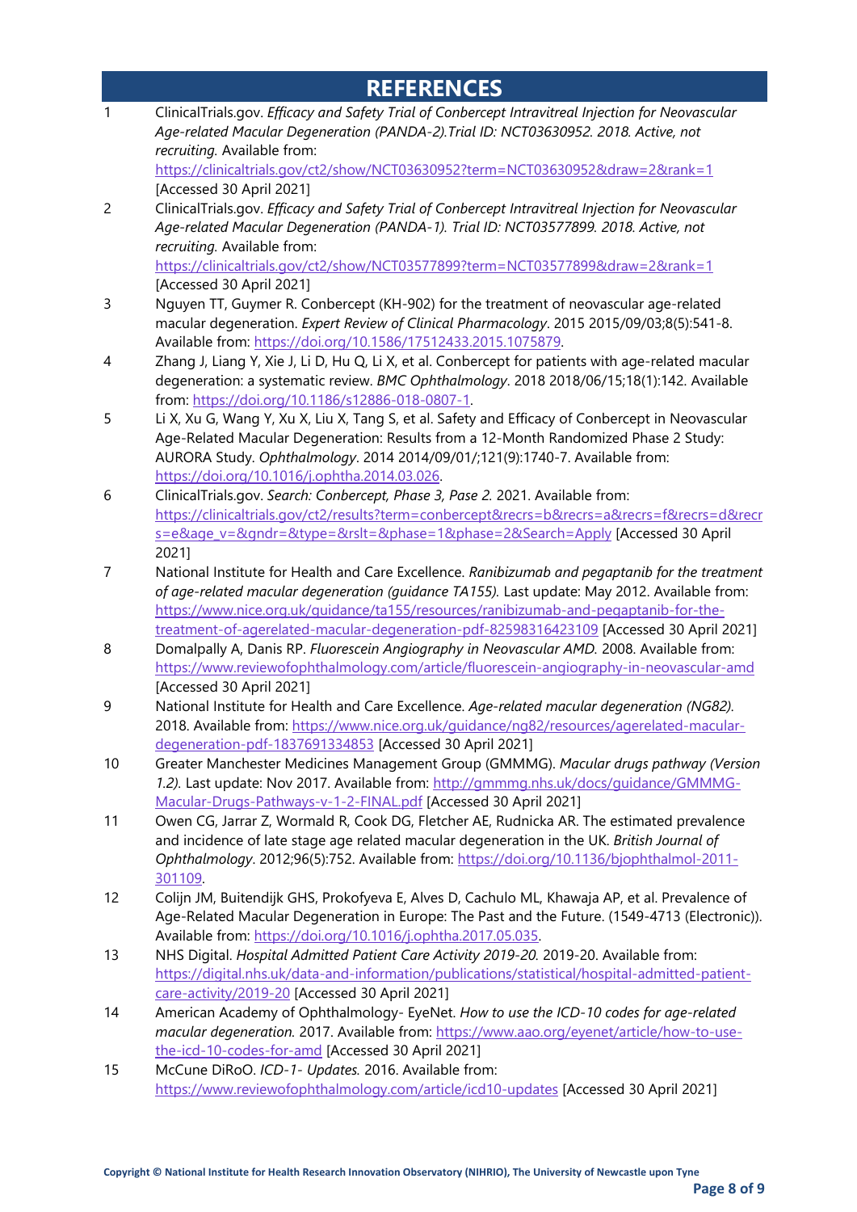# REFERENCES

1. ClinicalTrials.gov. *Efficacy and Safety Trial of Conbercept Intravitreal Injection for Neovascular Age-related Macular Degeneration (PANDA-2).Trial ID: NCT03630952. 2018. Active, not recruiting.* Available from: https://clinicaltrials.gov/ct2/show/NCT03630952?term=NCT03630952&draw=2&rank=1 [Accessed 30 April 2021]
2. ClinicalTrials.gov. *Efficacy and Safety Trial of Conbercept Intravitreal Injection for Neovascular Age-related Macular Degeneration (PANDA-1). Trial ID: NCT03577899. 2018. Active, not recruiting.* Available from: https://clinicaltrials.gov/ct2/show/NCT03577899?term=NCT03577899&draw=2&rank=1 [Accessed 30 April 2021]
3. Nguyen TT, Guymer R. Conbercept (KH-902) for the treatment of neovascular age-related macular degeneration. *Expert Review of Clinical Pharmacology*. 2015 2015/09/03;8(5):541-8. Available from: https://doi.org/10.1586/17512433.2015.1075879.
4. Zhang J, Liang Y, Xie J, Li D, Hu Q, Li X, et al. Conbercept for patients with age-related macular degeneration: a systematic review. *BMC Ophthalmology*. 2018 2018/06/15;18(1):142. Available from: https://doi.org/10.1186/s12886-018-0807-1.
5. Li X, Xu G, Wang Y, Xu X, Liu X, Tang S, et al. Safety and Efficacy of Conbercept in Neovascular Age-Related Macular Degeneration: Results from a 12-Month Randomized Phase 2 Study: AURORA Study. *Ophthalmology*. 2014 2014/09/01;121(9):1740-7. Available from: https://doi.org/10.1016/j.ophtha.2014.03.026.
6. ClinicalTrials.gov. *Search: Conbercept, Phase 3, Pase 2.* 2021. Available from: https://clinicaltrials.gov/ct2/results?term=conbercept&recrs=b&recrs=a&recrs=f&recrs=d&recrs=e&age_v=&gndr=&type=&rslt=&phase=1&phase=2&Search=Apply [Accessed 30 April 2021]
7. National Institute for Health and Care Excellence. *Ranibizumab and pegaptanib for the treatment of age-related macular degeneration (guidance TA155).* Last update: May 2012. Available from: https://www.nice.org.uk/guidance/ta155/resources/ranibizumab-and-pegaptanib-for-the-treatment-of-agerelated-macular-degeneration-pdf-82598316423109 [Accessed 30 April 2021]
8. Domalpally A, Danis RP. *Fluorescein Angiography in Neovascular AMD.* 2008. Available from: https://www.reviewofophthalmology.com/article/fluorescein-angiography-in-neovascular-amd [Accessed 30 April 2021]
9. National Institute for Health and Care Excellence. *Age-related macular degeneration (NG82).* 2018. Available from: https://www.nice.org.uk/guidance/ng82/resources/agerelated-macular-degeneration-pdf-1837691334853 [Accessed 30 April 2021]
10. Greater Manchester Medicines Management Group (GMMMG). *Macular drugs pathway (Version 1.2).* Last update: Nov 2017. Available from: http://gmmmg.nhs.uk/docs/guidance/GMMMG-Macular-Drugs-Pathways-v-1-2-FINAL.pdf [Accessed 30 April 2021]
11. Owen CG, Jarrar Z, Wormald R, Cook DG, Fletcher AE, Rudnicka AR. The estimated prevalence and incidence of late stage age related macular degeneration in the UK. *British Journal of Ophthalmology*. 2012;96(5):752. Available from: https://doi.org/10.1136/bjophthalmol-2011-301109.
12. Colijn JM, Buitendijk GHS, Prokofyeva E, Alves D, Cachulo ML, Khawaja AP, et al. Prevalence of Age-Related Macular Degeneration in Europe: The Past and the Future. (1549-4713 (Electronic)). Available from: https://doi.org/10.1016/j.ophtha.2017.05.035.
13. NHS Digital. *Hospital Admitted Patient Care Activity 2019-20.* 2019-20. Available from: https://digital.nhs.uk/data-and-information/publications/statistical/hospital-admitted-patient-care-activity/2019-20 [Accessed 30 April 2021]
14. American Academy of Ophthalmology- EyeNet. *How to use the ICD-10 codes for age-related macular degeneration.* 2017. Available from: https://www.aao.org/eyenet/article/how-to-use-the-icd-10-codes-for-amd [Accessed 30 April 2021]
15. McCune DiRoO. *ICD-1- Updates.* 2016. Available from: https://www.reviewofophthalmology.com/article/icd10-updates [Accessed 30 April 2021]

Copyright © National Institute for Health Research Innovation Observatory (NIHRIO), The University of Newcastle upon Tyne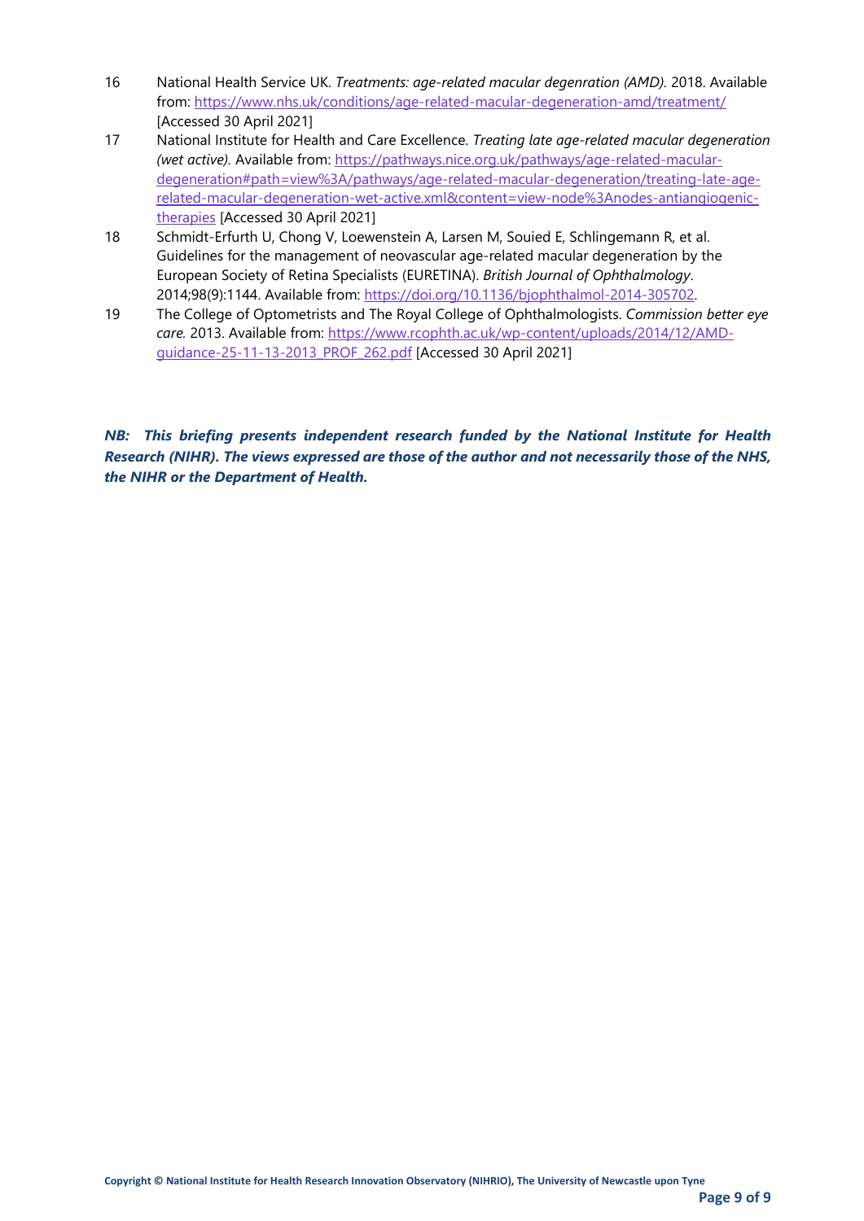16 National Health Service UK. *Treatments: age-related macular degenration (AMD).* 2018. Available from: https://www.nhs.uk/conditions/age-related-macular-degeneration-amd/treatment/ [Accessed 30 April 2021]

17 National Institute for Health and Care Excellence. *Treating late age-related macular degeneration (wet active).* Available from: https://pathways.nice.org.uk/pathways/age-related-macular-degeneration#path=view%3A/pathways/age-related-macular-degeneration/treating-late-age-related-macular-degeneration-wet-active.xml&content=view-node%3Anodes-antiangiogenic-therapies [Accessed 30 April 2021]

18 Schmidt-Erfurth U, Chong V, Loewenstein A, Larsen M, Souied E, Schlingemann R, et al. Guidelines for the management of neovascular age-related macular degeneration by the European Society of Retina Specialists (EURETINA). *British Journal of Ophthalmology*. 2014;98(9):1144. Available from: https://doi.org/10.1136/bjophthalmol-2014-305702.

19 The College of Optometrists and The Royal College of Ophthalmologists. *Commission better eye care.* 2013. Available from: https://www.rcophth.ac.uk/wp-content/uploads/2014/12/AMD-guidance-25-11-13-2013_PROF_262.pdf [Accessed 30 April 2021]

***NB: This briefing presents independent research funded by the National Institute for Health Research (NIHR). The views expressed are those of the author and not necessarily those of the NHS, the NIHR or the Department of Health.***

**Copyright © National Institute for Health Research Innovation Observatory (NIHRIO), The University of Newcastle upon Tyne**